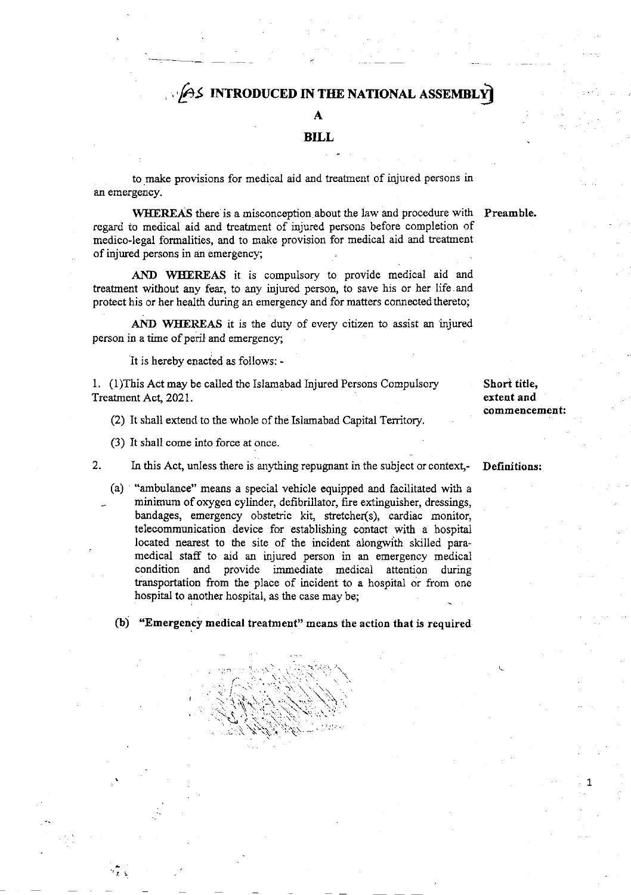# AS INTRODUCED IN THE NATIONAL ASSEMBLY

## A

## BILL

to make provisions for medical aid and treatment of injured persons in an emergency.

**Preamble.**

**WHEREAS** there is a misconception about the law and procedure with regard to medical aid and treatment of injured persons before completion of medico-legal formalities, and to make provision for medical aid and treatment of injured persons in an emergency;

**AND WHEREAS** it is compulsory to provide medical aid and treatment without any fear, to any injured person, to save his or her life and protect his or her health during an emergency and for matters connected thereto;

**AND WHEREAS** it is the duty of every citizen to assist an injured person in a time of peril and emergency;

It is hereby enacted as follows: -

**Short title, extent and commencement:**

1. (1)This Act may be called the Islamabad Injured Persons Compulsory Treatment Act, 2021.

(2) It shall extend to the whole of the Islamabad Capital Territory.

(3) It shall come into force at once.

**Definitions:**

2. In this Act, unless there is anything repugnant in the subject or context,-

(a) "ambulance" means a special vehicle equipped and facilitated with a minimum of oxygen cylinder, defibrillator, fire extinguisher, dressings, bandages, emergency obstetric kit, stretcher(s), cardiac monitor, telecommunication device for establishing contact with a hospital located nearest to the site of the incident alongwith skilled para-medical staff to aid an injured person in an emergency medical condition and provide immediate medical attention during transportation from the place of incident to a hospital or from one hospital to another hospital, as the case may be;

**(b) "Emergency medical treatment" means the action that is required**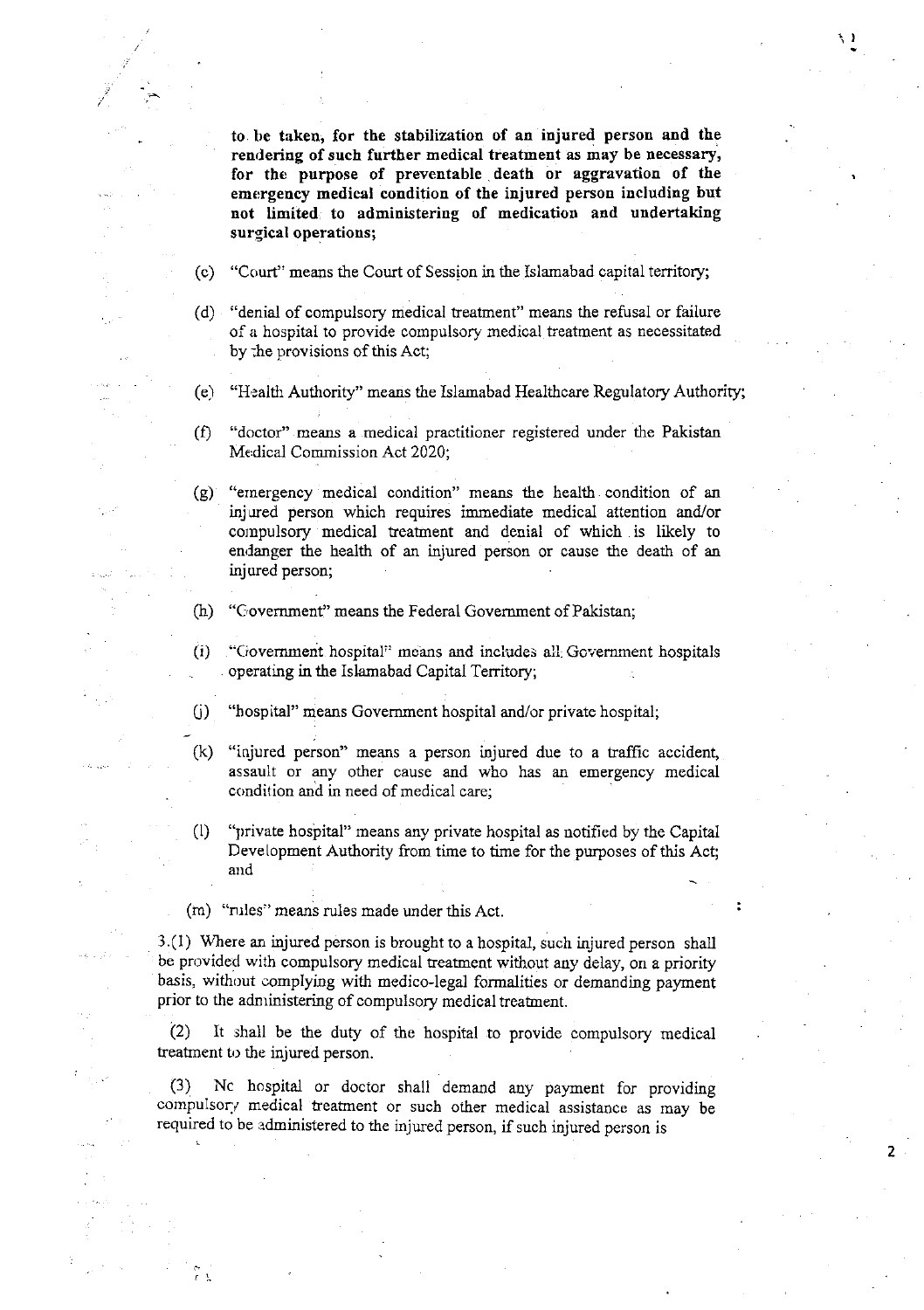**to be taken, for the stabilization of an injured person and the rendering of such further medical treatment as may be necessary, for the purpose of preventable death or aggravation of the emergency medical condition of the injured person including but not limited to administering of medication and undertaking surgical operations;**

(c) "Court" means the Court of Session in the Islamabad capital territory;

(d) "denial of compulsory medical treatment" means the refusal or failure of a hospital to provide compulsory medical treatment as necessitated by the provisions of this Act;

(e) "Health Authority" means the Islamabad Healthcare Regulatory Authority;

(f) "doctor" means a medical practitioner registered under the Pakistan Medical Commission Act 2020;

(g) "emergency medical condition" means the health condition of an injured person which requires immediate medical attention and/or compulsory medical treatment and denial of which is likely to endanger the health of an injured person or cause the death of an injured person;

(h) "Government" means the Federal Government of Pakistan;

(i) "Government hospital" means and includes all Government hospitals operating in the Islamabad Capital Territory;

(j) "hospital" means Government hospital and/or private hospital;

(k) "injured person" means a person injured due to a traffic accident, assault or any other cause and who has an emergency medical condition and in need of medical care;

(l) "private hospital" means any private hospital as notified by the Capital Development Authority from time to time for the purposes of this Act; and

(m) "rules" means rules made under this Act.

3.(1) Where an injured person is brought to a hospital, such injured person shall be provided with compulsory medical treatment without any delay, on a priority basis, without complying with medico-legal formalities or demanding payment prior to the administering of compulsory medical treatment.

(2) It shall be the duty of the hospital to provide compulsory medical treatment to the injured person.

(3) No hospital or doctor shall demand any payment for providing compulsory medical treatment or such other medical assistance as may be required to be administered to the injured person, if such injured person is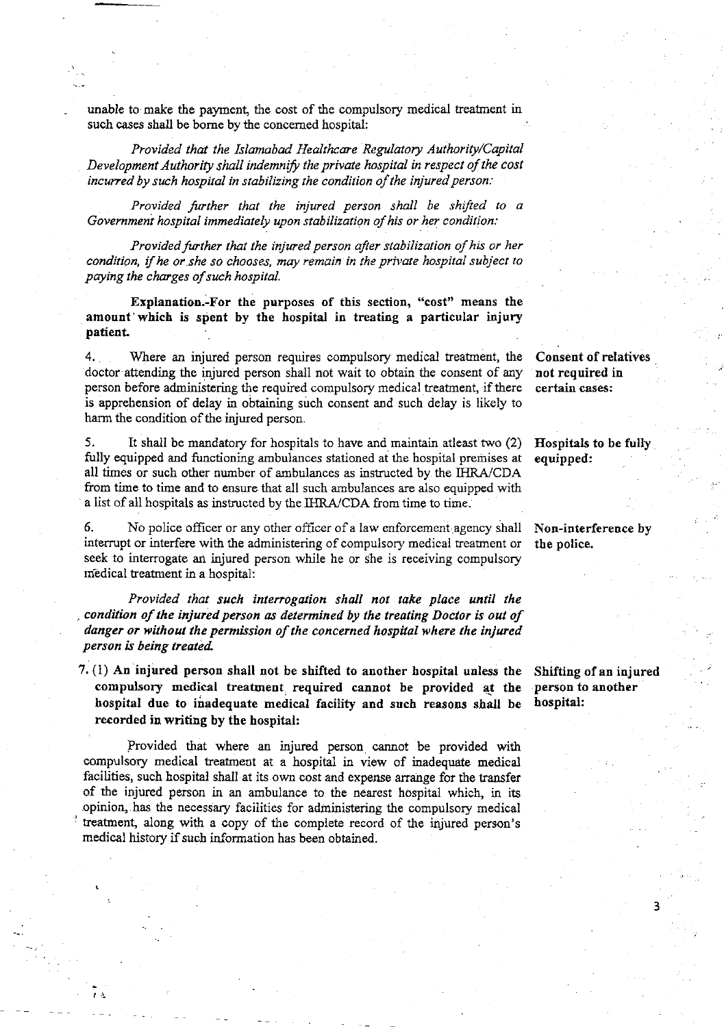unable to make the payment, the cost of the compulsory medical treatment in such cases shall be borne by the concerned hospital:

*Provided that the Islamabad Healthcare Regulatory Authority/Capital Development Authority shall indemnify the private hospital in respect of the cost incurred by such hospital in stabilizing the condition of the injured person:*

*Provided further that the injured person shall be shifted to a Government hospital immediately upon stabilization of his or her condition:*

*Provided further that the injured person after stabilization of his or her condition, if he or she so chooses, may remain in the private hospital subject to paying the charges of such hospital.*

**Explanation.-For the purposes of this section, "cost" means the amount which is spent by the hospital in treating a particular injury patient.**

**Consent of relatives not required in certain cases:**

4. Where an injured person requires compulsory medical treatment, the doctor attending the injured person shall not wait to obtain the consent of any person before administering the required compulsory medical treatment, if there is apprehension of delay in obtaining such consent and such delay is likely to harm the condition of the injured person.

**Hospitals to be fully equipped:**

5. It shall be mandatory for hospitals to have and maintain atleast two (2) fully equipped and functioning ambulances stationed at the hospital premises at all times or such other number of ambulances as instructed by the IHRA/CDA from time to time and to ensure that all such ambulances are also equipped with a list of all hospitals as instructed by the IHRA/CDA from time to time.

**Non-interference by the police.**

6. No police officer or any other officer of a law enforcement agency shall interrupt or interfere with the administering of compulsory medical treatment or seek to interrogate an injured person while he or she is receiving compulsory medical treatment in a hospital:

***Provided that such interrogation shall not take place until the condition of the injured person as determined by the treating Doctor is out of danger or without the permission of the concerned hospital where the injured person is being treated.***

**Shifting of an injured person to another hospital:**

**7. (1) An injured person shall not be shifted to another hospital unless the compulsory medical treatment required cannot be provided at the hospital due to inadequate medical facility and such reasons shall be recorded in writing by the hospital:**

Provided that where an injured person cannot be provided with compulsory medical treatment at a hospital in view of inadequate medical facilities, such hospital shall at its own cost and expense arrange for the transfer of the injured person in an ambulance to the nearest hospital which, in its opinion, has the necessary facilities for administering the compulsory medical treatment, along with a copy of the complete record of the injured person's medical history if such information has been obtained.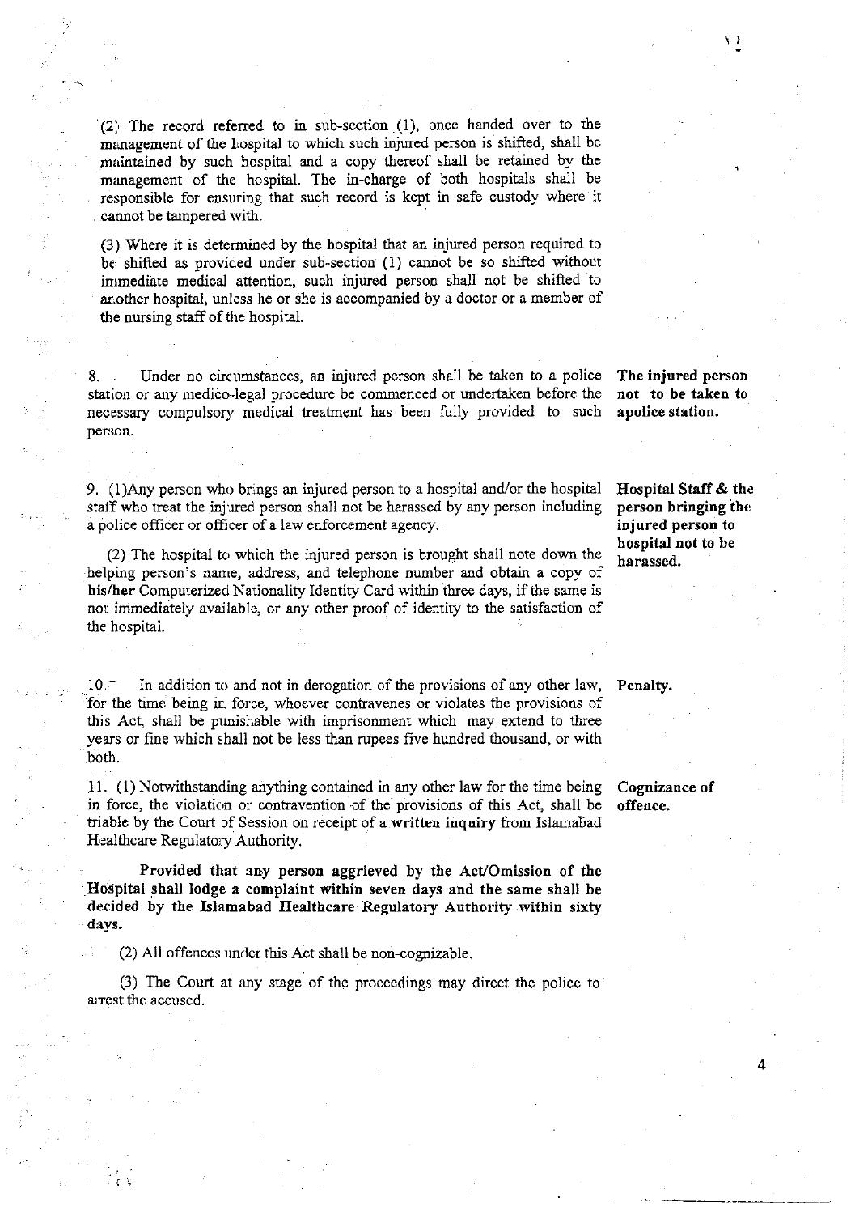(2) The record referred to in sub-section (1), once handed over to the management of the hospital to which such injured person is shifted, shall be maintained by such hospital and a copy thereof shall be retained by the management of the hospital. The in-charge of both hospitals shall be responsible for ensuring that such record is kept in safe custody where it cannot be tampered with.

(3) Where it is determined by the hospital that an injured person required to be shifted as provided under sub-section (1) cannot be so shifted without immediate medical attention, such injured person shall not be shifted to another hospital, unless he or she is accompanied by a doctor or a member of the nursing staff of the hospital.

**The injured person not to be taken to apolice station.**

8. Under no circumstances, an injured person shall be taken to a police station or any medico-legal procedure be commenced or undertaken before the necessary compulsory medical treatment has been fully provided to such person.

**Hospital Staff & the person bringing the injured person to hospital not to be harassed.**

9. (1)Any person who brings an injured person to a hospital and/or the hospital staff who treat the injured person shall not be harassed by any person including a police officer or officer of a law enforcement agency.

(2) The hospital to which the injured person is brought shall note down the helping person's name, address, and telephone number and obtain a copy of **his/her** Computerized Nationality Identity Card within three days, if the same is not immediately available, or any other proof of identity to the satisfaction of the hospital.

**Penalty.**

10. In addition to and not in derogation of the provisions of any other law, for the time being in force, whoever contravenes or violates the provisions of this Act, shall be punishable with imprisonment which may extend to three years or fine which shall not be less than rupees five hundred thousand, or with both.

**Cognizance of offence.**

11. (1) Notwithstanding anything contained in any other law for the time being in force, the violation or contravention of the provisions of this Act, shall be triable by the Court of Session on receipt of a **written inquiry** from Islamabad Healthcare Regulatory Authority.

**Provided that any person aggrieved by the Act/Omission of the Hospital shall lodge a complaint within seven days and the same shall be decided by the Islamabad Healthcare Regulatory Authority within sixty days.**

(2) All offences under this Act shall be non-cognizable.

(3) The Court at any stage of the proceedings may direct the police to arrest the accused.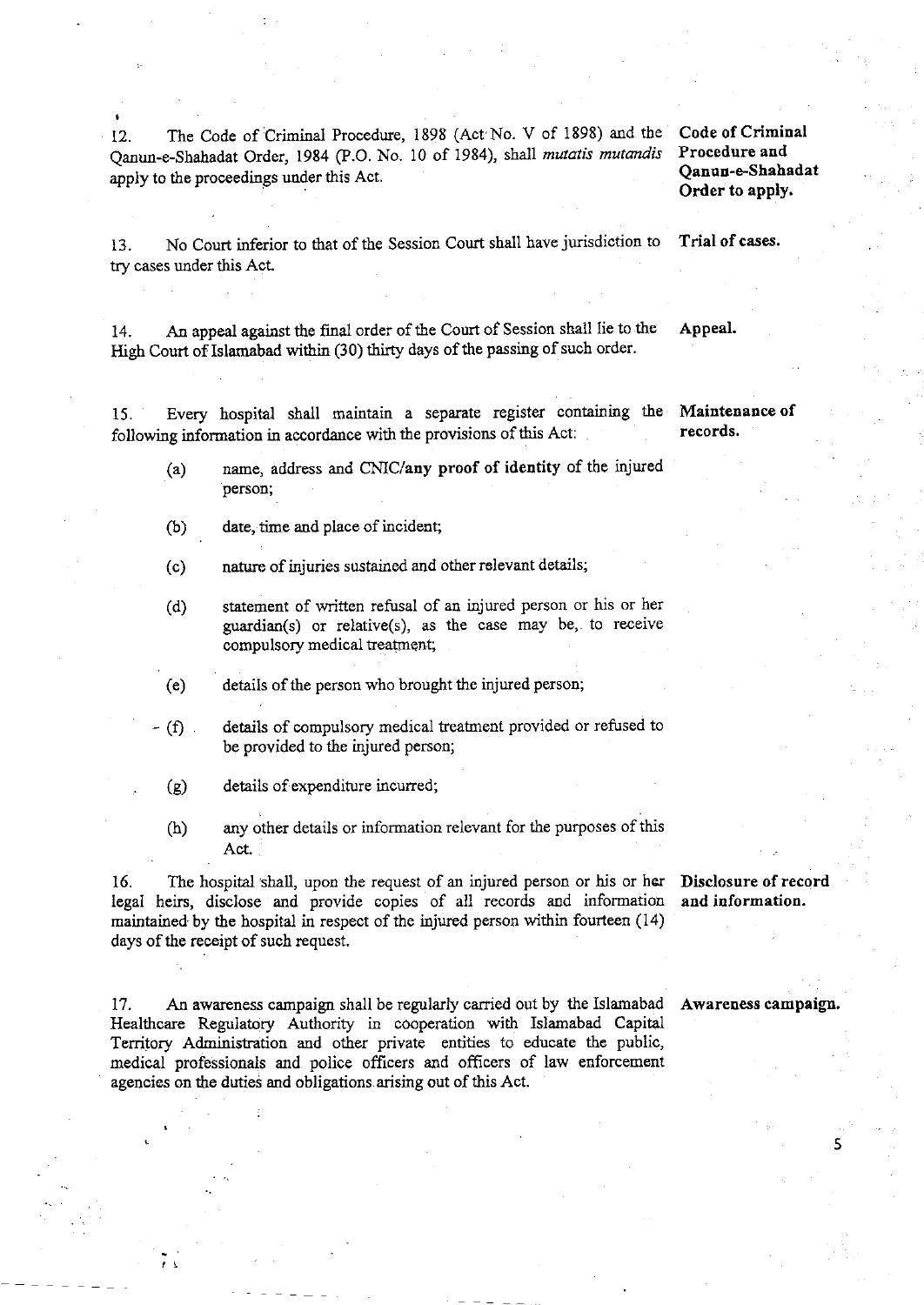12. The Code of Criminal Procedure, 1898 (Act No. V of 1898) and the Qanun-e-Shahadat Order, 1984 (P.O. No. 10 of 1984), shall *mutatis mutandis* apply to the proceedings under this Act. **Code of Criminal Procedure and Qanun-e-Shahadat Order to apply.**

13. No Court inferior to that of the Session Court shall have jurisdiction to try cases under this Act. **Trial of cases.**

14. An appeal against the final order of the Court of Session shall lie to the High Court of Islamabad within (30) thirty days of the passing of such order. **Appeal.**

15. Every hospital shall maintain a separate register containing the following information in accordance with the provisions of this Act: **Maintenance of records.**

(a) name, address and CNIC/**any proof of identity** of the injured person;

(b) date, time and place of incident;

(c) nature of injuries sustained and other relevant details;

(d) statement of written refusal of an injured person or his or her guardian(s) or relative(s), as the case may be, to receive compulsory medical treatment;

(e) details of the person who brought the injured person;

(f) details of compulsory medical treatment provided or refused to be provided to the injured person;

(g) details of expenditure incurred;

(h) any other details or information relevant for the purposes of this Act.

16. The hospital shall, upon the request of an injured person or his or her legal heirs, disclose and provide copies of all records and information maintained by the hospital in respect of the injured person within fourteen (14) days of the receipt of such request. **Disclosure of record and information.**

17. An awareness campaign shall be regularly carried out by the Islamabad Healthcare Regulatory Authority in cooperation with Islamabad Capital Territory Administration and other private entities to educate the public, medical professionals and police officers and officers of law enforcement agencies on the duties and obligations arising out of this Act. **Awareness campaign.**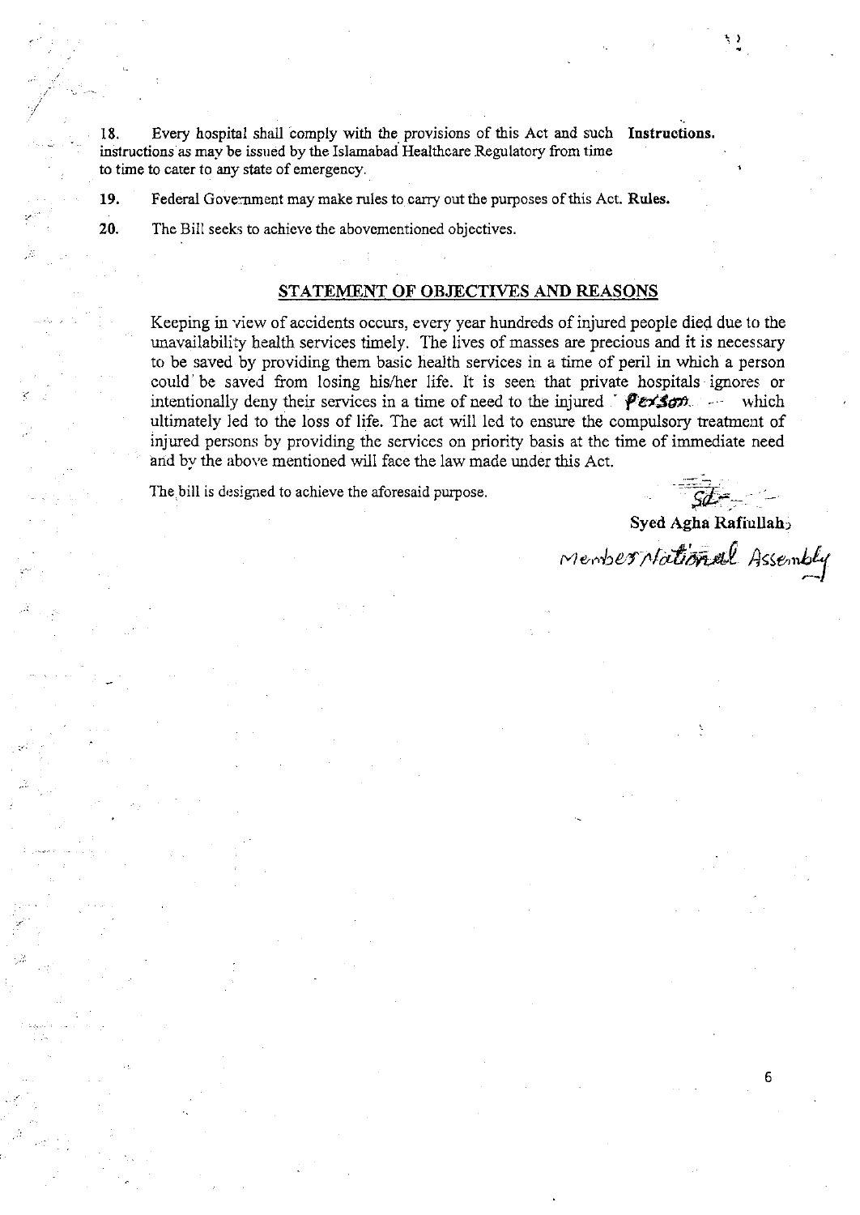18. Every hospital shall comply with the provisions of this Act and such instructions as may be issued by the Islamabad Healthcare Regulatory from time to time to cater to any state of emergency. **Instructions.**

19. Federal Government may make rules to carry out the purposes of this Act. **Rules.**

20. The Bill seeks to achieve the abovementioned objectives.

## STATEMENT OF OBJECTIVES AND REASONS

Keeping in view of accidents occurs, every year hundreds of injured people died due to the unavailability health services timely. The lives of masses are precious and it is necessary to be saved by providing them basic health services in a time of peril in which a person could be saved from losing his/her life. It is seen that private hospitals ignores or intentionally deny their services in a time of need to the injured person which ultimately led to the loss of life. The act will led to ensure the compulsory treatment of injured persons by providing the services on priority basis at the time of immediate need and by the above mentioned will face the law made under this Act.

The bill is designed to achieve the aforesaid purpose.

Sd-

**Syed Agha Rafiullah,**

Member National Assembly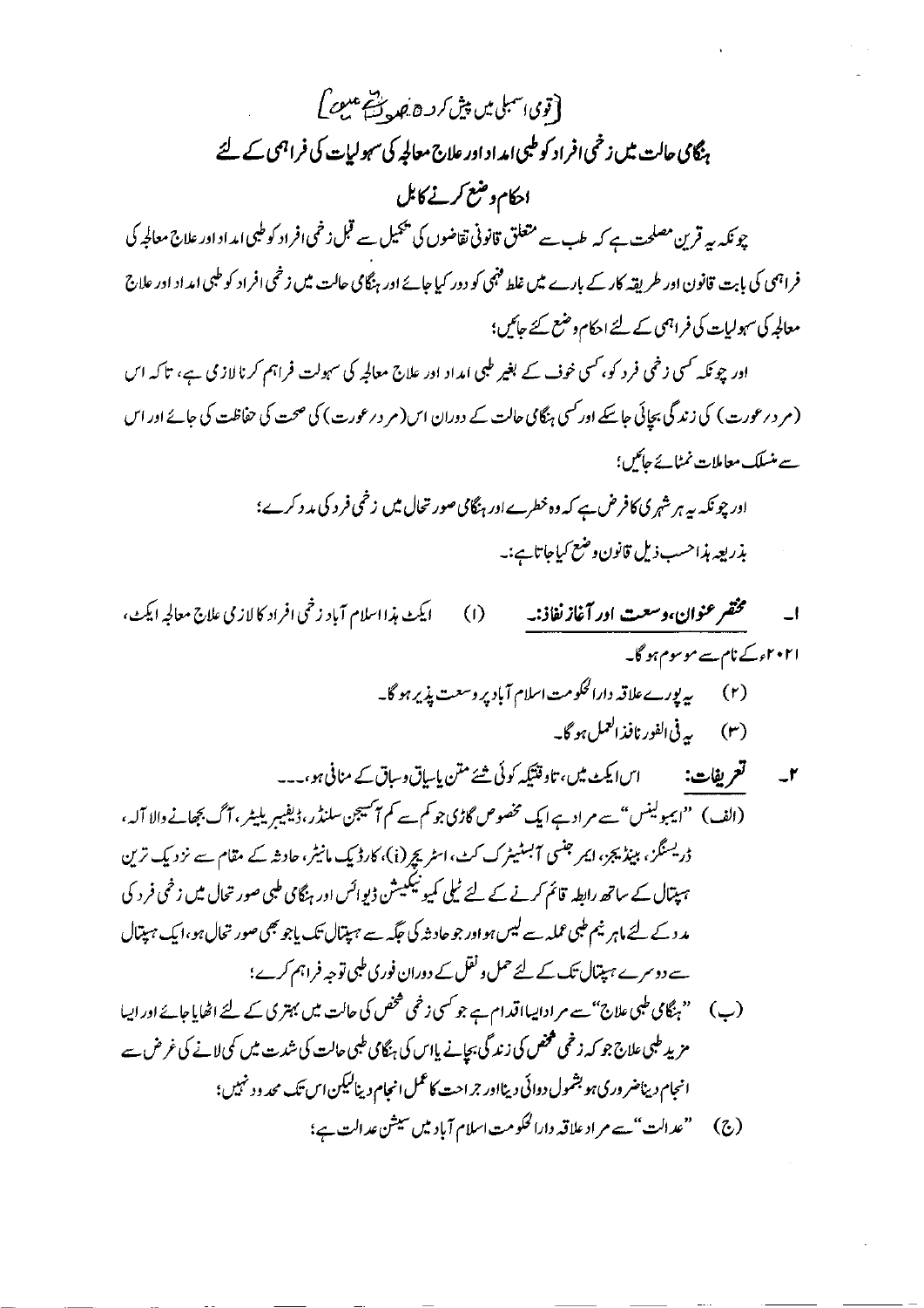[قومی اسمبلی میں پیش کردہ صورت میں]

# ہنگامی حالت میں زخمی افراد کو طبی امداد اور علاج معالجہ کی سہولیات کی فراہمی کے لئے احکام وضع کرنے کا بل

چونکہ یہ قرین مصلحت ہے کہ طب سے متعلق قانونی تقاضوں کی تکمیل سے قبل زخمی افراد کو طبی امداد اور علاج معالجہ کی فراہمی کی بابت قانون اور طریقہ کار کے بارے میں غلط فہمی کو دور کیا جائے اور ہنگامی حالت میں زخمی افراد کو طبی امداد اور علاج معالجہ کی سہولیات کی فراہمی کے لئے احکام وضع کئے جائیں؛

اور چونکہ کسی زخمی فرد کو، کسی خوف کے بغیر طبی امداد اور علاج معالجہ کی سہولت فراہم کرنا لازمی ہے، تاکہ اس (مرد درعورت) کی زندگی بچائی جا سکے اور کسی ہنگامی حالت کے دوران اس (مرد درعورت) کی صحت کی حفاظت کی جائے اور اس سے منسلک معاملات نمٹائے جائیں؛

اور چونکہ یہ ہر شہری کا فرض ہے کہ وہ خطرے اور ہنگامی صورتحال میں زخمی فرد کی مدد کرے؛

بذریعہ ہذا حسب ذیل قانون وضع کیا جاتا ہے:۔

۱۔ **مختصر عنوان، وسعت اور آغاز نفاذ:۔** (۱) ایکٹ ہذا اسلام آباد زخمی افراد کا لازمی علاج معالجہ ایکٹ، ۲۰۲۱ء کے نام سے موسوم ہوگا۔

(۲) یہ پورے علاقہ دارالحکومت اسلام آباد پر وسعت پذیر ہوگا۔

(۳) یہ فی الفور نافذ العمل ہوگا۔

۲۔ **تعریفات:** اس ایکٹ میں، تاوقتیکہ کوئی شئے متن یا سیاق وسباق کے منافی ہو،۔۔۔

(الف) "ایمبولینس" سے مراد ہے ایک مخصوص گاڑی جو کم سے کم آکسیجن سلنڈر، ڈیفیبر یلیٹر، آگ بجھانے والا آلہ، ڈریسنگز، بینڈیجز، ایمرجنسی آبسٹیٹرک کٹ، اسٹریچر (ز)، کارڈیک مانیٹر، حادثہ کے مقام سے نزدیک ترین ہسپتال کے ساتھ رابطہ قائم کرنے کے لئے ٹیلی کمیونیکیشن ڈیوائس اور ہنگامی طبی صورتحال میں زخمی فرد کی مدد کے لئے ماہر نیم طبی عملہ سے لیس ہو اور جو حادثہ کی جگہ سے ہسپتال تک یا جو بھی صورتحال ہو، ایک ہسپتال سے دوسرے ہسپتال تک کے لئے حمل ونقل کے دوران فوری طبی توجہ فراہم کرے؛

(ب) "ہنگامی طبی علاج" سے مراد ایسا اقدام ہے جو کسی زخمی شخص کی حالت میں بہتری کے لئے اٹھایا جائے اور ایسا مزید طبی علاج جو کہ زخمی شخص کی زندگی بچانے یا اس کی ہنگامی طبی حالت کی شدت میں کمی لانے کی غرض سے انجام دینا ضروری ہو بشمول دوائی دینا اور جراحت کا عمل انجام دینا لیکن اس تک محدود نہیں؛

(ج) "عدالت" سے مراد علاقہ دارالحکومت اسلام آباد میں سیشن عدالت ہے؛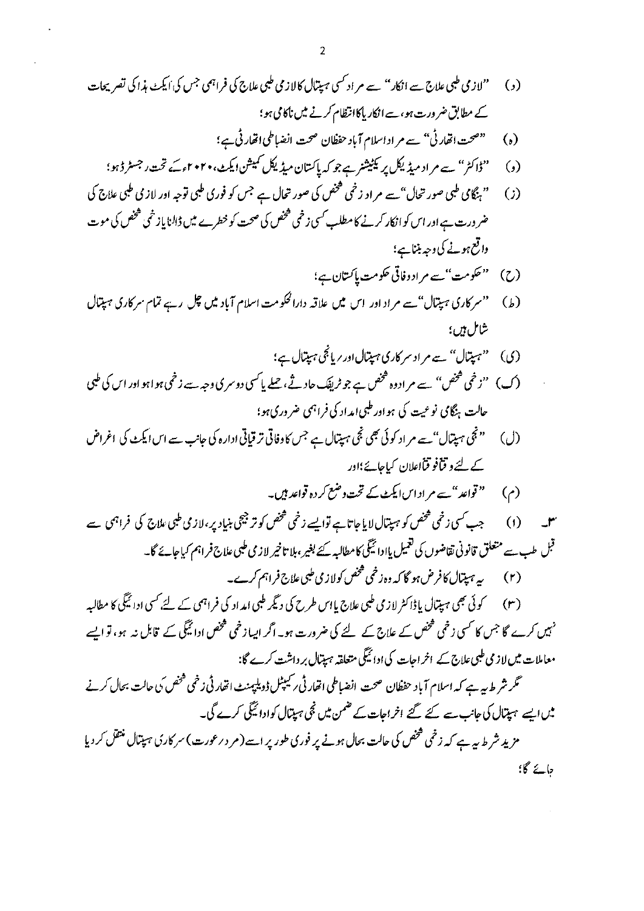(د) "لازمی طبی علاج سے انکار" سے مراد کسی ہسپتال کا لازمی طبی علاج کی فراہمی جس کی ایکٹ ہذا کی تصریحات کے مطابق ضرورت ہو، سے انکار یا کا انتظام کرنے میں ناکامی ہو؛

(ہ) "صحت اتھارٹی" سے مراد اسلام آباد حفظان صحت انضباطی اتھارٹی ہے؛

(و) "ڈاکٹر" سے مراد میڈیکل پریکٹیشنر ہے جو کہ پاکستان میڈیکل کمیشن ایکٹ، ۲۰۲۰ء کے تحت رجسٹرڈ ہو؛

(ز) "ہنگامی طبی صورتحال" سے مراد زخمی شخص کی صورتحال ہے جس کو فوری طبی توجہ اور لازمی طبی علاج کی ضرورت ہے اور اس کو انکار کرنے کا مطلب کسی زخمی شخص کی صحت کو خطرے میں ڈالنا یا زخمی شخص کی موت واقع ہونے کی وجہ بنتا ہے؛

(ح) "حکومت" سے مراد وفاقی حکومت پاکستان ہے؛

(ط) "سرکاری ہسپتال" سے مراد اور اس میں علاقہ دارالحکومت اسلام آباد میں چل رہے تمام سرکاری ہسپتال شامل ہیں؛

(ی) "ہسپتال" سے مراد سرکاری ہسپتال اور یا نجی ہسپتال ہے؛

(ک) "زخمی شخص" سے مراد وہ شخص ہے جو ٹریفک حادثے، حملے یا کسی دوسری وجہ سے زخمی ہوا ہو اور اس کی طبی حالت ہنگامی نوعیت کی ہو اور طبی امداد کی فراہمی ضروری ہو؛

(ل) "نجی ہسپتال" سے مراد کوئی بھی نجی ہسپتال ہے جس کا وفاقی ترقیاتی ادارہ کی جانب سے اس ایکٹ کی اغراض کے لئے وقتاً فوقتاً اعلان کیا جائے؛ اور

(م) "قواعد" سے مراد اس ایکٹ کے تحت وضع کردہ قواعد ہیں۔

۳۔ (۱) جب کسی زخمی شخص کو ہسپتال لایا جاتا ہے تو ایسے زخمی شخص کو ترجیحی بنیاد پر، لازمی طبی علاج کی فراہمی سے قبل طب سے متعلق قانونی تقاضوں کی تعمیل یا ادائیگی کا مطالبہ کئے بغیر، بلا تاخیر لازمی طبی علاج فراہم کیا جائے گا۔

(۲) یہ ہسپتال کا فرض ہو گا کہ وہ زخمی شخص کو لازمی طبی علاج فراہم کرے۔

(۳) کوئی بھی ہسپتال یا ڈاکٹر لازمی طبی علاج یا اس طرح کی دیگر طبی امداد کی فراہمی کے لئے کسی ادائیگی کا مطالبہ نہیں کرے گا جس کا کسی زخمی شخص کے علاج کے لئے کی ضرورت ہو۔ اگر ایسا زخمی شخص ادائیگی کے قابل نہ ہو، تو ایسے معاملات میں لازمی طبی علاج کے اخراجات کی ادائیگی متعلقہ ہسپتال برداشت کرے گا:

مگر شرط یہ ہے کہ اسلام آباد حفظان صحت انضباطی اتھارٹی / کیپٹل ڈویلپمنٹ اتھارٹی زخمی شخص کی حالت بحال کرنے میں ایسے ہسپتال کی جانب سے کئے گئے اخراجات کے ضمن میں نجی ہسپتال کو ادائیگی کرے گی۔

مزید شرط یہ ہے کہ زخمی شخص کی حالت بحال ہونے پر فوری طور پر اسے (مرد / عورت) سرکاری ہسپتال منتقل کر دیا جائے گا؛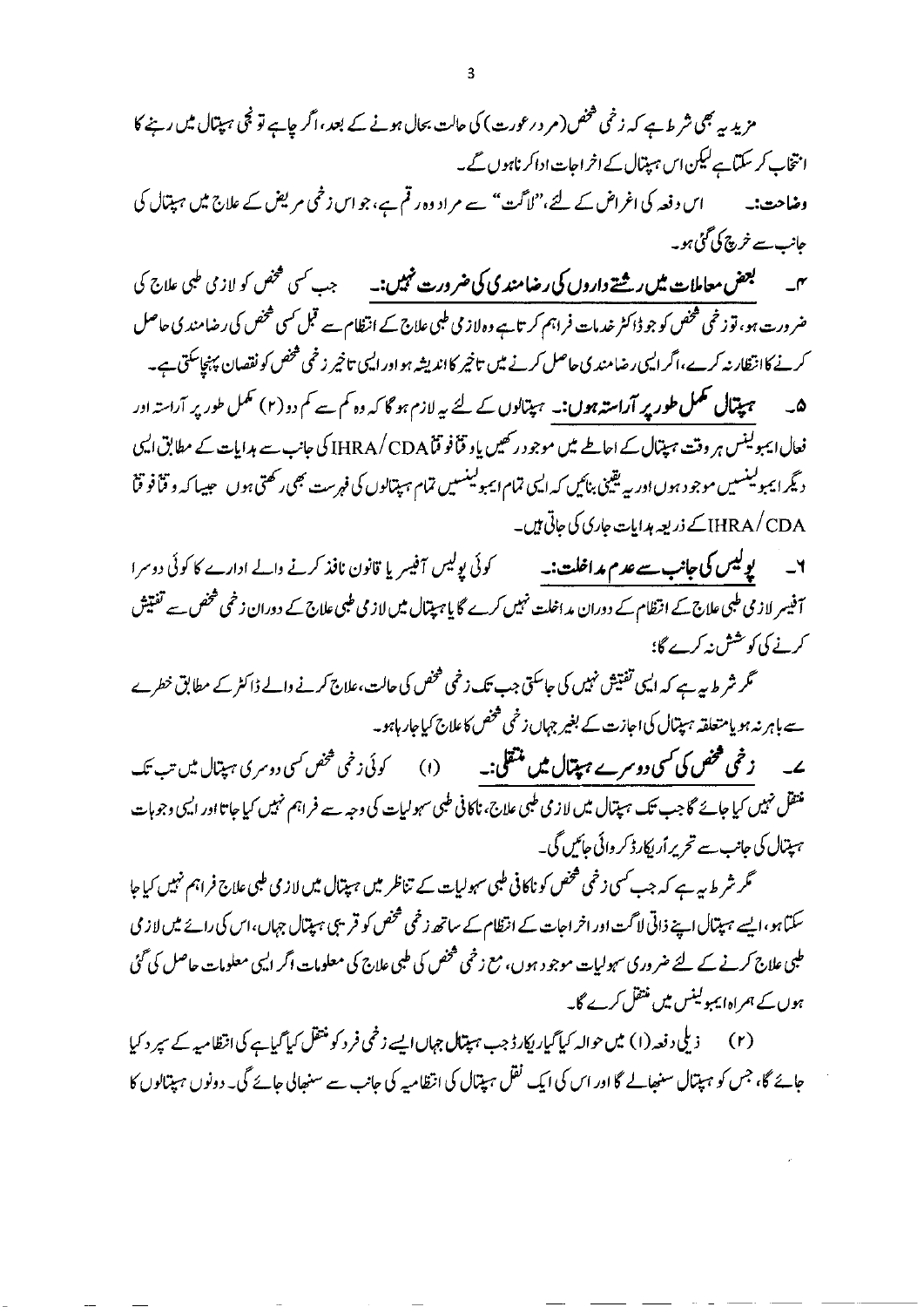مزید یہ بھی شرط ہے کہ زخمی شخص (مرد / عورت) کی حالت بحال ہونے کے بعد، اگر چاہے تو نجی ہسپتال میں رہنے کا انتخاب کر سکتا ہے لیکن اس ہسپتال کے اخراجات ادا کرنا ہوں گے۔

**وضاحت:۔** اس دفعہ کی اغراض کے لئے، "لاگت" سے مراد وہ رقم ہے، جو اس زخمی مریض کے علاج میں ہسپتال کی جانب سے خرچ کی گئی ہو۔

۴۔ **بعض معاملات میں رشتے داروں کی رضامندی کی ضرورت نہیں:۔** جب کسی شخص کو لازمی طبی علاج کی ضرورت ہو، تو زخمی شخص کو جو ڈاکٹر خدمات فراہم کرتا ہے وہ لازمی طبی علاج کے انتظام سے قبل کسی شخص کی رضامندی حاصل کرنے کا انتظار نہ کرے، اگر ایسی رضامندی حاصل کرنے میں تاخیر کا اندیشہ ہو اور ایسی تاخیر زخمی شخص کو نقصان پہنچا سکتی ہے۔

۵۔ **ہسپتال مکمل طور پر آراستہ ہوں:۔** ہسپتالوں کے لئے یہ لازم ہوگا کہ وہ کم سے کم دو (۲) مکمل طور پر آراستہ اور فعال ایمبولینس ہر وقت ہسپتال کے احاطے میں موجود رکھیں یا وقتاً فوقتاً IHRA/CDA کی جانب سے ہدایات کے مطابق ایسی دیگر ایمبولینسیں موجود ہوں اور یہ یقینی بنائیں کہ ایسی تمام ایمبولینسیں تمام ہسپتالوں کی فہرست بھی رکھتی ہوں جیسا کہ وقتاً فوقتاً IHRA/CDA کے ذریعہ ہدایات جاری کی جاتی ہیں۔

۶۔ **پولیس کی جانب سے عدم مداخلت:۔** کوئی پولیس آفیسر یا قانون نافذ کرنے والے ادارے کا کوئی دوسرا آفیسر لازمی طبی علاج کے انتظام کے دوران مداخلت نہیں کرے گا یا ہسپتال میں لازمی طبی علاج کے دوران زخمی شخص سے تفتیش کرنے کی کوشش نہ کرے گا؛

مگر شرط یہ ہے کہ ایسی تفتیش نہیں کی جا سکتی جب تک زخمی شخص کی حالت، علاج کرنے والے ڈاکٹر کے مطابق خطرے سے باہر نہ ہو یا متعلقہ ہسپتال کی اجازت کے بغیر جہاں زخمی شخص کا علاج کیا جا رہا ہو۔

۷۔ **زخمی شخص کی کسی دوسرے ہسپتال میں منتقلی:۔** (۱) کوئی زخمی شخص کسی دوسری ہسپتال میں تب تک منتقل نہیں کیا جائے گا جب تک ہسپتال میں لازمی طبی علاج، ناکافی طبی سہولیات کی وجہ سے فراہم نہیں کیا جاتا اور ایسی وجوہات ہسپتال کی جانب سے تحریراً ریکارڈ کروائی جائیں گی۔

مگر شرط یہ ہے کہ جب کسی زخمی شخص کو ناکافی طبی سہولیات کے تناظر میں ہسپتال میں لازمی طبی علاج فراہم نہیں کیا جا سکتا ہو، ایسے ہسپتال اپنے ذاتی لاگت اور اخراجات کے انتظام کے ساتھ زخمی شخص کو قریبی ہسپتال جہاں، اس کی رائے میں لازمی طبی علاج کرنے کے لئے ضروری سہولیات موجود ہوں، مع زخمی شخص کی طبی علاج کی معلومات اگر ایسی معلومات حاصل کی گئی ہوں کے ہمراہ ایمبولینس میں منتقل کرے گا۔

(۲) ذیلی دفعہ (۱) میں حوالہ کیا گیا ریکارڈ جب ہسپتال جہاں ایسے زخمی فرد کو منتقل کیا گیا ہے کی انتظامیہ کے سپرد کیا جائے گا، جس کو ہسپتال سنبھالے گا اور اس کی ایک نقل ہسپتال کی انتظامیہ کی جانب سے سنبھالی جائے گی۔ دونوں ہسپتالوں کا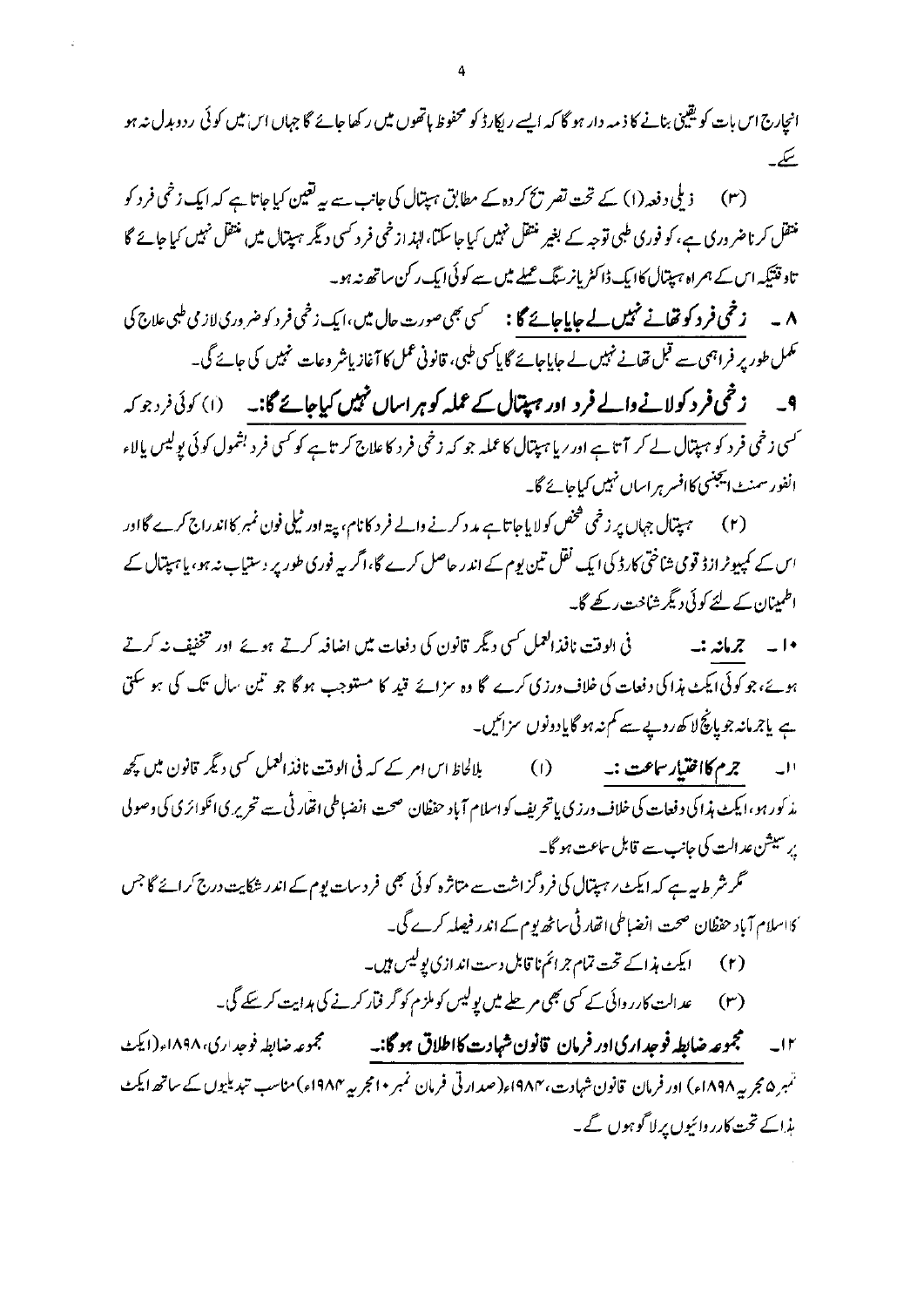انچارج اس بات کو یقینی بنانے کا ذمہ دار ہو گا کہ ایسے ریکارڈ کو محفوظ ہاتھوں میں رکھا جائے گا جہاں اس میں کوئی ردوبدل نہ ہو سکے۔

(۳) ذیلی دفعہ (۱) کے تحت تصریح کردہ کے مطابق ہسپتال کی جانب سے یہ تعین کیا جاتا ہے کہ ایک زخمی فرد کو منتقل کرنا ضروری ہے، کو فوری طبی توجہ کے بغیر منتقل نہیں کیا جا سکتا، لہٰذا زخمی فرد کسی دیگر ہسپتال میں منتقل نہیں کیا جائے گا تاوقتیکہ اس کے ہمراہ ہسپتال کا ایک ڈاکٹر یا نرسنگ عملے میں سے کوئی ایک رکن ساتھ نہ ہو۔

۸۔ **زخمی فرد کو تھانے نہیں لے جایا جائے گا:** کسی بھی صورت حال میں، ایک زخمی فرد کو ضروری لازمی طبی علاج کی مکمل طور پر فراہمی سے قبل تھانے نہیں لے جایا جائے گا یا کسی طبی، قانونی عمل کا آغاز یا شروعات نہیں کی جائے گی۔

۹۔ **زخمی فرد کو لانے والے فرد اور ہسپتال کے عملہ کو ہراساں نہیں کیا جائے گا:۔** (۱) کوئی فرد جو کہ کسی زخمی فرد کو ہسپتال لے کر آتا ہے اور یا ہسپتال کا عملہ جو کہ زخمی فرد کا علاج کرتا ہے کو کسی فرد بشمول کوئی پولیس یا لاء انفورسمنٹ ایجنسی کا افسر ہراساں نہیں کیا جائے گا۔

(۲) ہسپتال جہاں پر زخمی شخص کو لایا جاتا ہے مدد کرنے والے فرد کا نام، پتہ اور ٹیلی فون نمبر کا اندراج کرے گا اور اس کے کمپیوٹرائزڈ قومی شناختی کارڈ کی ایک نقل تین یوم کے اندر حاصل کرے گا، اگر یہ فوری طور پر دستیاب نہ ہو، یا ہسپتال کے اطمینان کے لئے کوئی دیگر شناخت رکھے گا۔

۱۰۔ **جرمانہ :۔** فی الوقت نافذ العمل کسی دیگر قانون کی دفعات میں اضافہ کرتے ہوئے اور تخفیف نہ کرتے ہوئے، جو کوئی ایکٹ ہذا کی دفعات کی خلاف ورزی کرے گا وہ سزائے قید کا مستوجب ہو گا جو تین سال تک کی ہو سکتی ہے یا جرمانہ جو پانچ لاکھ روپے سے کم نہ ہو گا یا دونوں سزائیں۔

۱۱۔ **جرم کا اختیار سماعت :۔** (۱) بلالحاظ اس امر کے کہ فی الوقت نافذ العمل کسی دیگر قانون میں کچھ مذکور ہو، ایکٹ ہذا کی دفعات کی خلاف ورزی یا تحریف کو اسلام آباد حفظان صحت انضباطی اتھارٹی سے تحریری انکوائری کی وصولی پر سیشن عدالت کی جانب سے قابل سماعت ہو گا۔

مگر شرط یہ ہے کہ ایکٹ رہسپتال کی فروگزاشت سے متاثرہ کوئی بھی فرد سات یوم کے اندر شکایت درج کرائے گا جس کا اسلام آباد حفظان صحت انضباطی اتھارٹی ساٹھ یوم کے اندر فیصلہ کرے گی۔

(۲) ایکٹ ہذا کے تحت تمام جرائم ناقابل دست اندازی پولیس ہیں۔

(۳) عدالت کارروائی کے کسی بھی مرحلے میں پولیس کو ملزم کو گرفتار کرنے کی ہدایت کر سکے گی۔

۱۲۔ **مجموعہ ضابطہ فوجداری اور فرمان قانون شہادت کا اطلاق ہو گا:۔** مجموعہ ضابطہ فوجداری، ۱۸۹۸ء (ایکٹ نمبر ۵ مجریہ ۱۸۹۸ء) اور فرمان قانون شہادت، ۱۹۸۴ء (صدارتی فرمان نمبر ۱۰ مجریہ ۱۹۸۴ء) مناسب تبدیلیوں کے ساتھ ایکٹ ہذا کے تحت کارروائیوں پر لاگو ہوں گے۔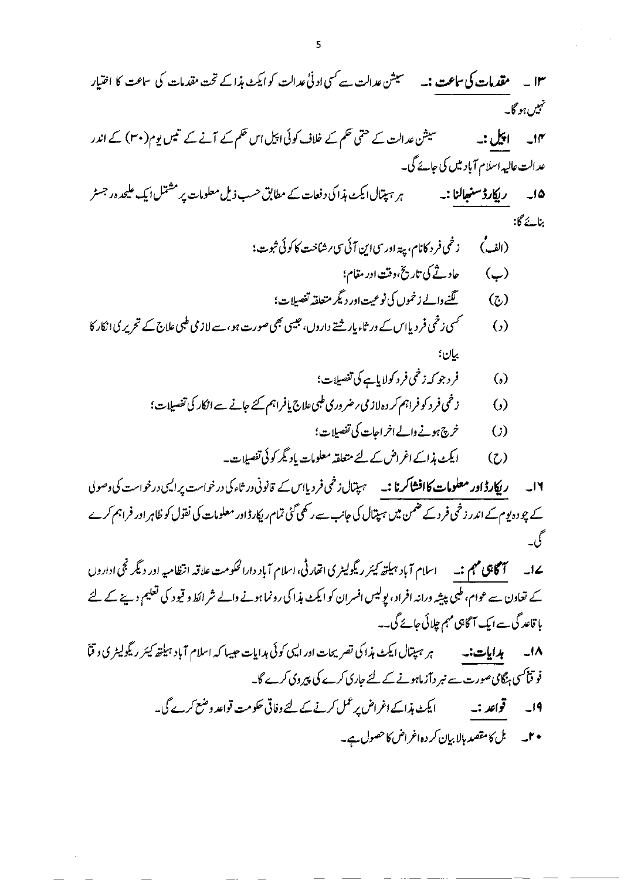۱۳۔ **مقدمات کی سماعت :۔** سیشن عدالت سے کسی ادنیٰ عدالت کو ایکٹ ہذا کے تحت مقدمات کی سماعت کا اختیار نہیں ہو گا۔

۱۴۔ **اپیل :۔** سیشن عدالت کے حتمی حکم کے خلاف کوئی اپیل اس حکم کے آنے کے تیس یوم (۳۰) کے اندر عدالت عالیہ اسلام آباد میں کی جائے گی۔

۱۵۔ **ریکارڈ سنبھالنا :۔** ہر ہسپتال ایکٹ ہذا کی دفعات کے مطابق حسب ذیل معلومات پر مشتمل ایک علیحدہ رجسٹر بنائے گا:

(الف) زخمی فرد کا نام، پتہ اور سی این آئی سی رشناخت کا کوئی ثبوت؛

(ب) حادثے کی تاریخ، وقت اور مقام؛

(ج) لگنے والے زخموں کی نوعیت اور دیگر متعلقہ تفصیلات؛

(د) کسی زخمی فرد یا اس کے ورثاء یا رشتے داروں، جیسی بھی صورت ہو، سے لازمی طبی علاج کے تحریری انکار کا بیان؛

(ہ) فرد جو کہ زخمی فرد کو لایا ہے کی تفصیلات؛

(و) زخمی فرد کو فراہم کردہ لازمی رضروری طبی علاج یا فراہم کئے جانے سے انکار کی تفصیلات؛

(ز) خرچ ہونے والے اخراجات کی تفصیلات؛

(ح) ایکٹ ہذا کے اغراض کے لئے متعلقہ معلومات یا دیگر کوئی تفصیلات۔

۱۶۔ **ریکارڈ اور معلومات کا افشا کرنا :۔** ہسپتال زخمی فرد یا اس کے قانونی ورثاء کی درخواست پر ایسی درخواست کی وصولی کے چودہ یوم کے اندر زخمی فرد کے ضمن میں ہسپتال کی جانب سے رکھی گئی تمام ریکارڈ اور معلومات کی نقول کو ظاہر اور فراہم کرے گی۔

۱۷۔ **آگاہی مہم :۔** اسلام آباد ہیلتھ کیئر ریگولیٹری اتھارٹی، اسلام آباد دارالحکومت علاقہ انتظامیہ اور دیگر نجی اداروں کے تعاون سے عوام، طبی پیشہ ورانہ افراد، پولیس افسران کو ایکٹ ہذا کی رونما ہونے والے شرائط و قیود کی تعلیم دینے کے لئے باقاعدگی سے ایک آگاہی مہم چلائی جائے گی۔

۱۸۔ **ہدایات :۔** ہر ہسپتال ایکٹ ہذا کی تصریحات اور ایسی کوئی ہدایات جیسا کہ اسلام آباد ہیلتھ کیئر ریگولیٹری وقتاً فوقتاً کسی ہنگامی صورت سے نبرد آزما ہونے کے لئے جاری کرے کی پیروی کرے گا۔

۱۹۔ **قواعد :۔** ایکٹ ہذا کے اغراض پر عمل کرنے کے لئے وفاقی حکومت قواعد وضع کرے گی۔

۲۰۔ بل کا مقصد بالا بیان کردہ اغراض کا حصول ہے۔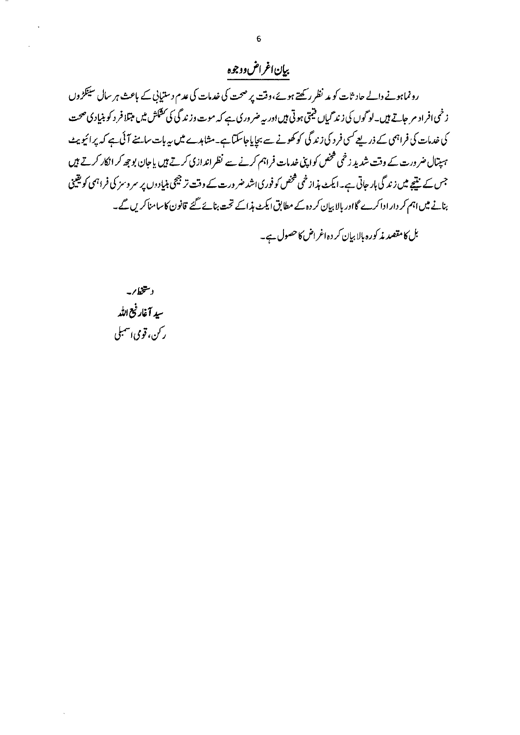## بیان اغراض ووجوہ

رونما ہونے والے حادثات کو مدنظر رکھتے ہوئے، وقت پر صحت کی خدمات کی عدم دستیابی کے باعث ہر سال سینکڑوں زخمی افراد مر جاتے ہیں۔ لوگوں کی زندگیاں قیمتی ہوتی ہیں اور یہ ضروری ہے کہ موت وزندگی کی کشمکش میں مبتلا فرد کو بنیادی صحت کی خدمات کی فراہمی کے ذریعے کسی فرد کی زندگی کو کھونے سے بچایا جاسکتا ہے۔ مشاہدے میں یہ بات سامنے آئی ہے کہ پرائیویٹ ہسپتال ضرورت کے وقت شدید زخمی شخص کو اپنی خدمات فراہم کرنے سے نظر اندازی کرتے ہیں یا جان بوجھ کر انکار کرتے ہیں جس کے نتیجے میں زندگی ہار جاتی ہے۔ ایکٹ ہذا زخمی شخص کو فوری اشد ضرورت کے وقت ترجیحی بنیادوں پر سروسز کی فراہمی کو یقینی بنانے میں اہم کردار ادا کرے گا اور بالا بیان کردہ کے مطابق ایکٹ ہذا کے تحت بنائے گئے قانون کا سامنا کریں گے۔

بل کا مقصد مذکورہ بالا بیان کردہ اغراض کا حصول ہے۔

دستخط/-

سید آغا رفیع اللہ

رکن، قومی اسمبلی